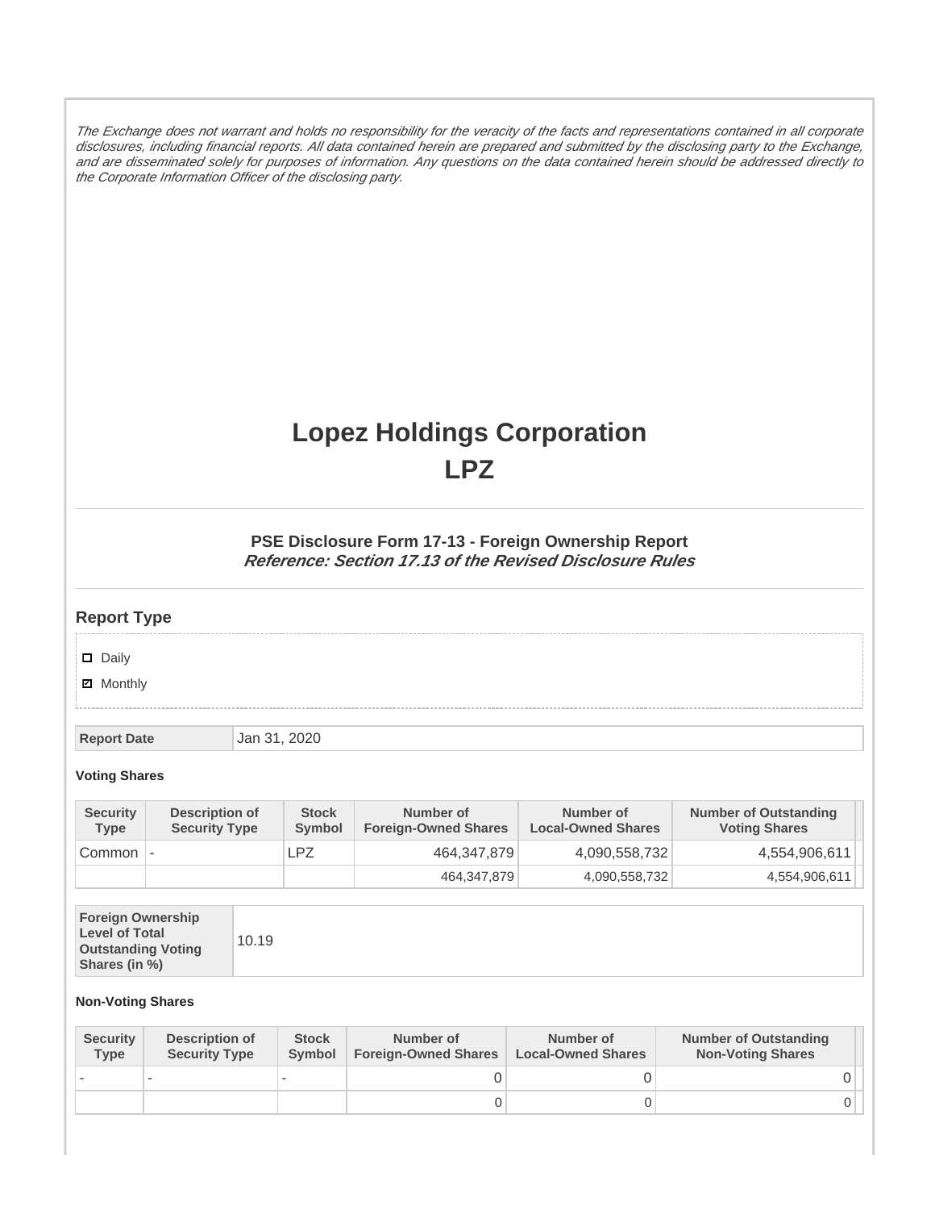*The Exchange does not warrant and holds no responsibility for the veracity of the facts and representations contained in all corporate disclosures, including financial reports. All data contained herein are prepared and submitted by the disclosing party to the Exchange, and are disseminated solely for purposes of information. Any questions on the data contained herein should be addressed directly to the Corporate Information Officer of the disclosing party.*

# Lopez Holdings Corporation
# LPZ

### PSE Disclosure Form 17-13 - Foreign Ownership Report
***Reference: Section 17.13 of the Revised Disclosure Rules***

## Report Type

☐ Daily

☑ Monthly

| Report Date | Jan 31, 2020 |
|---|---|

**Voting Shares**

| Security Type | Description of Security Type | Stock Symbol | Number of Foreign-Owned Shares | Number of Local-Owned Shares | Number of Outstanding Voting Shares |
|---|---|---|---|---|---|
| Common | - | LPZ | 464,347,879 | 4,090,558,732 | 4,554,906,611 |
| | | | 464,347,879 | 4,090,558,732 | 4,554,906,611 |

| Foreign Ownership Level of Total Outstanding Voting Shares (in %) | 10.19 |
|---|---|

**Non-Voting Shares**

| Security Type | Description of Security Type | Stock Symbol | Number of Foreign-Owned Shares | Number of Local-Owned Shares | Number of Outstanding Non-Voting Shares |
|---|---|---|---|---|---|
| - | - | - | 0 | 0 | 0 |
| | | | 0 | 0 | 0 |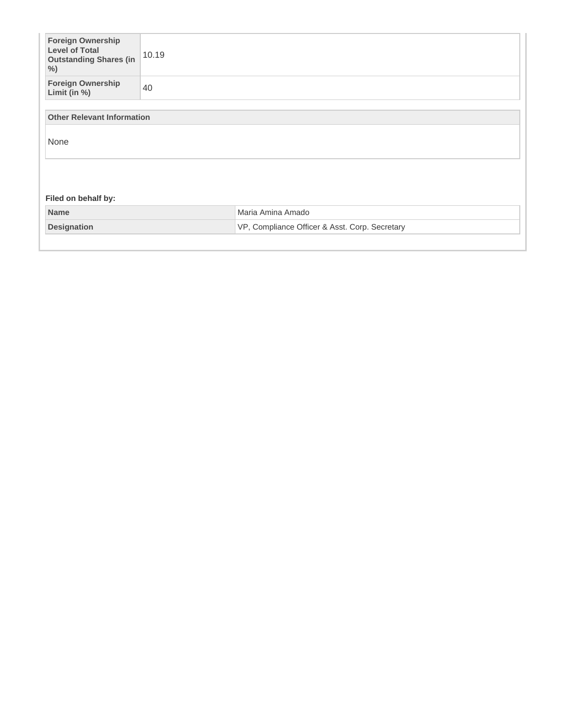| | |
|---|---|
| **Foreign Ownership Level of Total Outstanding Shares (in %)** | 10.19 |
| **Foreign Ownership Limit (in %)** | 40 |

| **Other Relevant Information** |
|---|
| None |

**Filed on behalf by:**

| | |
|---|---|
| **Name** | Maria Amina Amado |
| **Designation** | VP, Compliance Officer & Asst. Corp. Secretary |